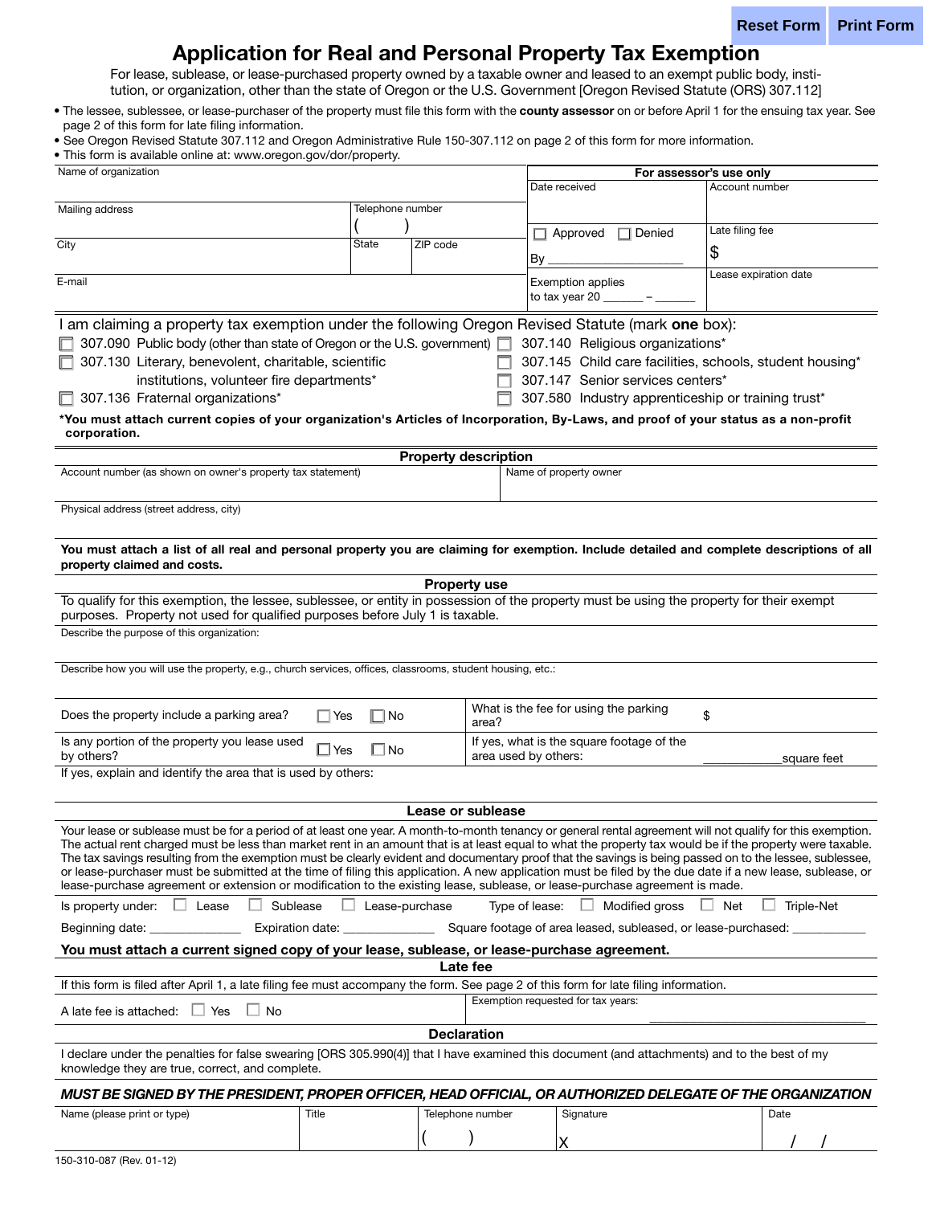# Application for Real and Personal Property Tax Exemption

For lease, sublease, or lease-purchased property owned by a taxable owner and leased to an exempt public body, institution, or organization, other than the state of Oregon or the U.S. Government [Oregon Revised Statute (ORS) 307.112]

- The lessee, sublessee, or lease-purchaser of the property must file this form with the **county assessor** on or before April 1 for the ensuing tax year. See page 2 of this form for late filing information.
- See Oregon Revised Statute 307.112 and Oregon Administrative Rule 150-307.112 on page 2 of this form for more information.
- This form is available online at: www.oregon.gov/dor/property.

| Name of organization | | |
|---|---|---|
| Mailing address | Telephone number ( ) | |
| City | State | ZIP code |
| E-mail | | |

**For assessor's use only**

| | |
|---|---|
| Date received | Account number |
| ☐ Approved ☐ Denied<br>By ____________________ | Late filing fee<br>$ |
| Exemption applies to tax year 20 ______ – ______ | Lease expiration date |

I am claiming a property tax exemption under the following Oregon Revised Statute (mark **one** box):

- ☐ 307.090 Public body (other than state of Oregon or the U.S. government)
- ☐ 307.130 Literary, benevolent, charitable, scientific institutions, volunteer fire departments*
- ☐ 307.136 Fraternal organizations*
- ☐ 307.140 Religious organizations*
- ☐ 307.145 Child care facilities, schools, student housing*
- ☐ 307.147 Senior services centers*
- ☐ 307.580 Industry apprenticeship or training trust*

**\*You must attach current copies of your organization's Articles of Incorporation, By-Laws, and proof of your status as a non-profit corporation.**

## Property description

| Account number (as shown on owner's property tax statement) | Name of property owner |
|---|---|
| Physical address (street address, city) | |

**You must attach a list of all real and personal property you are claiming for exemption. Include detailed and complete descriptions of all property claimed and costs.**

## Property use

To qualify for this exemption, the lessee, sublessee, or entity in possession of the property must be using the property for their exempt purposes. Property not used for qualified purposes before July 1 is taxable.

Describe the purpose of this organization:

Describe how you will use the property, e.g., church services, offices, classrooms, student housing, etc.:

| | | | |
|---|---|---|---|
| Does the property include a parking area? | ☐ Yes ☐ No | What is the fee for using the parking area? | $ |
| Is any portion of the property you lease used by others? | ☐ Yes ☐ No | If yes, what is the square footage of the area used by others: | ____________square feet |

If yes, explain and identify the area that is used by others:

## Lease or sublease

Your lease or sublease must be for a period of at least one year. A month-to-month tenancy or general rental agreement will not qualify for this exemption. The actual rent charged must be less than market rent in an amount that is at least equal to what the property tax would be if the property were taxable. The tax savings resulting from the exemption must be clearly evident and documentary proof that the savings is being passed on to the lessee, sublessee, or lease-purchaser must be submitted at the time of filing this application. A new application must be filed by the due date if a new lease, sublease, or lease-purchase agreement or extension or modification to the existing lease, sublease, or lease-purchase agreement is made.

Is property under: ☐ Lease ☐ Sublease ☐ Lease-purchase Type of lease: ☐ Modified gross ☐ Net ☐ Triple-Net

Beginning date: ______________ Expiration date: ______________ Square footage of area leased, subleased, or lease-purchased: ___________

**You must attach a current signed copy of your lease, sublease, or lease-purchase agreement.**

## Late fee

If this form is filed after April 1, a late filing fee must accompany the form. See page 2 of this form for late filing information.

| | |
|---|---|
| A late fee is attached: ☐ Yes ☐ No | Exemption requested for tax years: ________________________________ |

## Declaration

I declare under the penalties for false swearing [ORS 305.990(4)] that I have examined this document (and attachments) and to the best of my knowledge they are true, correct, and complete.

***MUST BE SIGNED BY THE PRESIDENT, PROPER OFFICER, HEAD OFFICIAL, OR AUTHORIZED DELEGATE OF THE ORGANIZATION***

| Name (please print or type) | Title | Telephone number | Signature | Date |
|---|---|---|---|---|
| | | ( ) | X | / / |

150-310-087 (Rev. 01-12)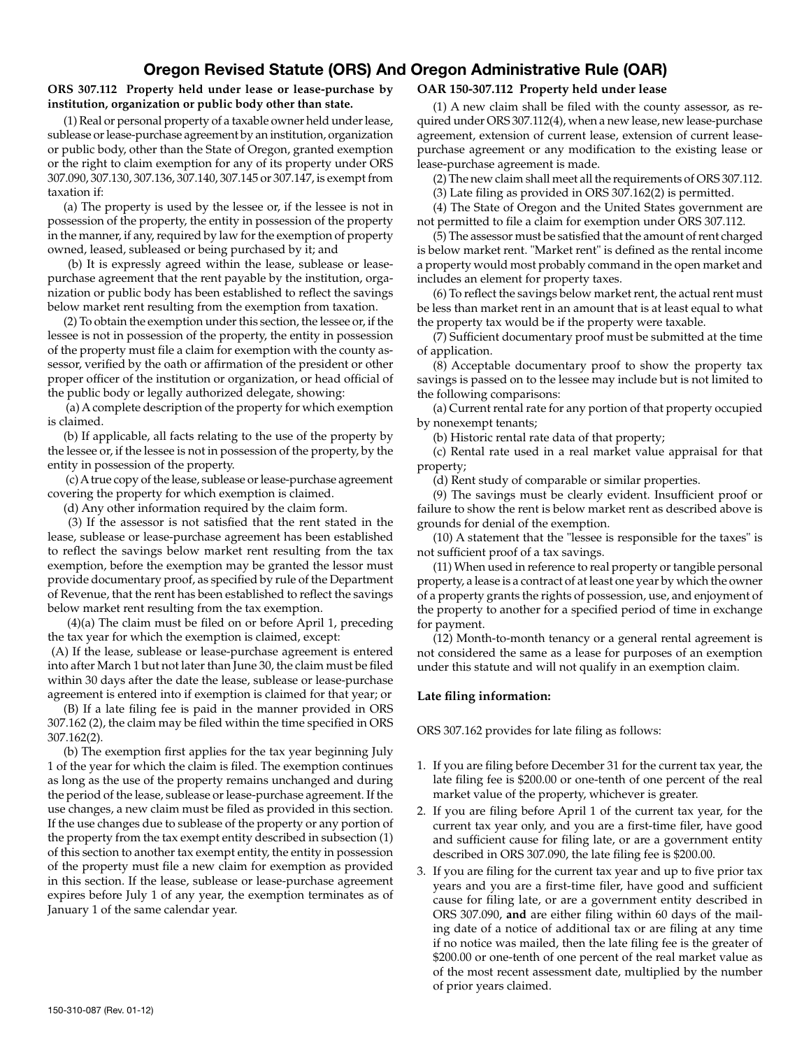# Oregon Revised Statute (ORS) And Oregon Administrative Rule (OAR)

**ORS 307.112 Property held under lease or lease-purchase by institution, organization or public body other than state.**

(1) Real or personal property of a taxable owner held under lease, sublease or lease-purchase agreement by an institution, organization or public body, other than the State of Oregon, granted exemption or the right to claim exemption for any of its property under ORS 307.090, 307.130, 307.136, 307.140, 307.145 or 307.147, is exempt from taxation if:

(a) The property is used by the lessee or, if the lessee is not in possession of the property, the entity in possession of the property in the manner, if any, required by law for the exemption of property owned, leased, subleased or being purchased by it; and

(b) It is expressly agreed within the lease, sublease or lease-purchase agreement that the rent payable by the institution, organization or public body has been established to reflect the savings below market rent resulting from the exemption from taxation.

(2) To obtain the exemption under this section, the lessee or, if the lessee is not in possession of the property, the entity in possession of the property must file a claim for exemption with the county assessor, verified by the oath or affirmation of the president or other proper officer of the institution or organization, or head official of the public body or legally authorized delegate, showing:

(a) A complete description of the property for which exemption is claimed.

(b) If applicable, all facts relating to the use of the property by the lessee or, if the lessee is not in possession of the property, by the entity in possession of the property.

(c) A true copy of the lease, sublease or lease-purchase agreement covering the property for which exemption is claimed.

(d) Any other information required by the claim form.

(3) If the assessor is not satisfied that the rent stated in the lease, sublease or lease-purchase agreement has been established to reflect the savings below market rent resulting from the tax exemption, before the exemption may be granted the lessor must provide documentary proof, as specified by rule of the Department of Revenue, that the rent has been established to reflect the savings below market rent resulting from the tax exemption.

(4)(a) The claim must be filed on or before April 1, preceding the tax year for which the exemption is claimed, except:

(A) If the lease, sublease or lease-purchase agreement is entered into after March 1 but not later than June 30, the claim must be filed within 30 days after the date the lease, sublease or lease-purchase agreement is entered into if exemption is claimed for that year; or

(B) If a late filing fee is paid in the manner provided in ORS 307.162 (2), the claim may be filed within the time specified in ORS 307.162(2).

(b) The exemption first applies for the tax year beginning July 1 of the year for which the claim is filed. The exemption continues as long as the use of the property remains unchanged and during the period of the lease, sublease or lease-purchase agreement. If the use changes, a new claim must be filed as provided in this section. If the use changes due to sublease of the property or any portion of the property from the tax exempt entity described in subsection (1) of this section to another tax exempt entity, the entity in possession of the property must file a new claim for exemption as provided in this section. If the lease, sublease or lease-purchase agreement expires before July 1 of any year, the exemption terminates as of January 1 of the same calendar year.

**OAR 150-307.112 Property held under lease**

(1) A new claim shall be filed with the county assessor, as required under ORS 307.112(4), when a new lease, new lease-purchase agreement, extension of current lease, extension of current lease-purchase agreement or any modification to the existing lease or lease-purchase agreement is made.

(2) The new claim shall meet all the requirements of ORS 307.112.

(3) Late filing as provided in ORS 307.162(2) is permitted.

(4) The State of Oregon and the United States government are not permitted to file a claim for exemption under ORS 307.112.

(5) The assessor must be satisfied that the amount of rent charged is below market rent. "Market rent" is defined as the rental income a property would most probably command in the open market and includes an element for property taxes.

(6) To reflect the savings below market rent, the actual rent must be less than market rent in an amount that is at least equal to what the property tax would be if the property were taxable.

(7) Sufficient documentary proof must be submitted at the time of application.

(8) Acceptable documentary proof to show the property tax savings is passed on to the lessee may include but is not limited to the following comparisons:

(a) Current rental rate for any portion of that property occupied by nonexempt tenants;

(b) Historic rental rate data of that property;

(c) Rental rate used in a real market value appraisal for that property;

(d) Rent study of comparable or similar properties.

(9) The savings must be clearly evident. Insufficient proof or failure to show the rent is below market rent as described above is grounds for denial of the exemption.

(10) A statement that the "lessee is responsible for the taxes" is not sufficient proof of a tax savings.

(11) When used in reference to real property or tangible personal property, a lease is a contract of at least one year by which the owner of a property grants the rights of possession, use, and enjoyment of the property to another for a specified period of time in exchange for payment.

(12) Month-to-month tenancy or a general rental agreement is not considered the same as a lease for purposes of an exemption under this statute and will not qualify in an exemption claim.

**Late filing information:**

ORS 307.162 provides for late filing as follows:

1. If you are filing before December 31 for the current tax year, the late filing fee is $200.00 or one-tenth of one percent of the real market value of the property, whichever is greater.
2. If you are filing before April 1 of the current tax year, for the current tax year only, and you are a first-time filer, have good and sufficient cause for filing late, or are a government entity described in ORS 307.090, the late filing fee is $200.00.
3. If you are filing for the current tax year and up to five prior tax years and you are a first-time filer, have good and sufficient cause for filing late, or are a government entity described in ORS 307.090, **and** are either filing within 60 days of the mailing date of a notice of additional tax or are filing at any time if no notice was mailed, then the late filing fee is the greater of $200.00 or one-tenth of one percent of the real market value as of the most recent assessment date, multiplied by the number of prior years claimed.

150-310-087 (Rev. 01-12)